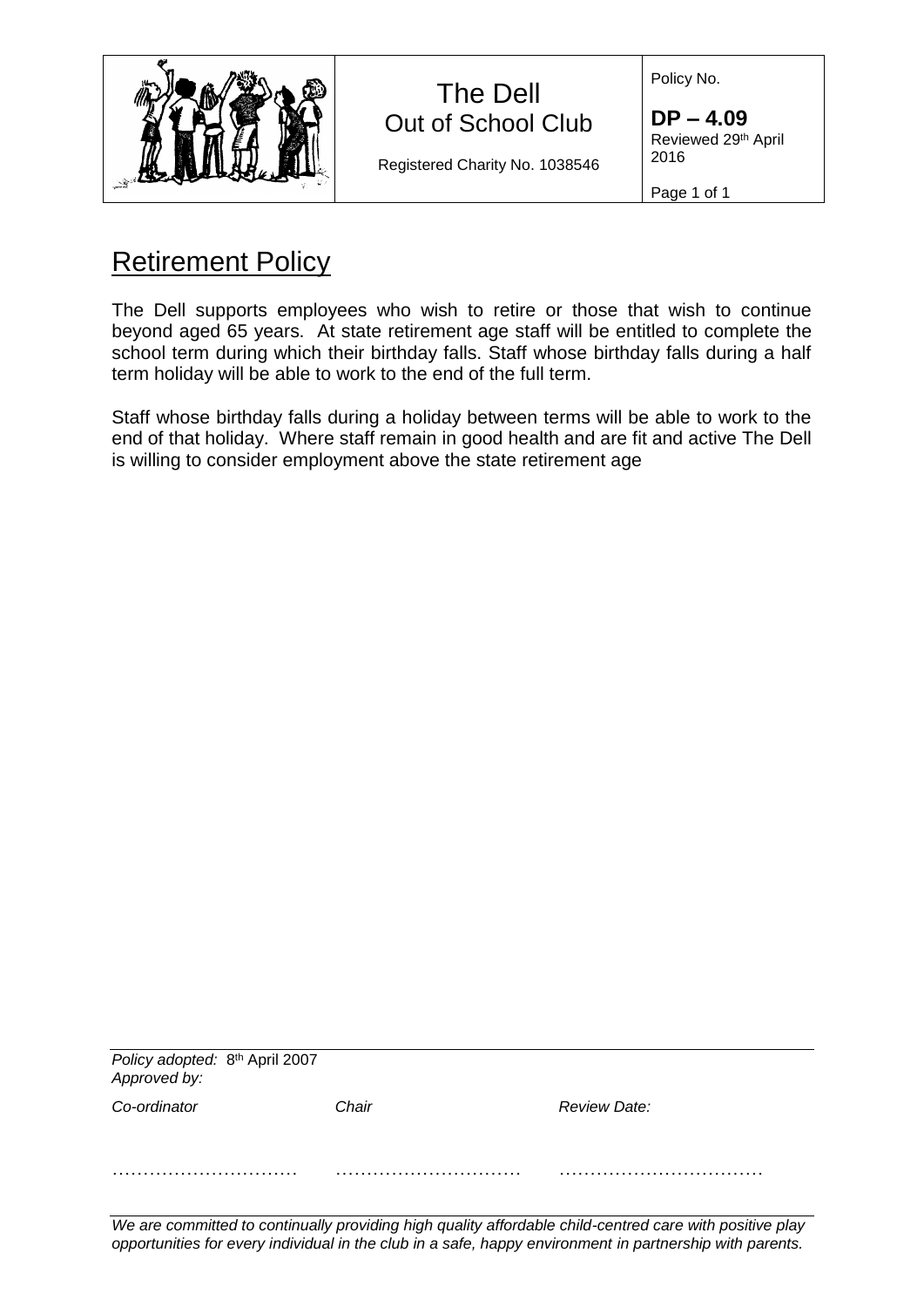| | The Dell<br>Out of School Club<br><br>Registered Charity No. 1038546 | Policy No.<br><br>**DP – 4.09**<br>Reviewed 29th April 2016 |
|---|---|---|

# Retirement Policy

The Dell supports employees who wish to retire or those that wish to continue beyond aged 65 years. At state retirement age staff will be entitled to complete the school term during which their birthday falls. Staff whose birthday falls during a half term holiday will be able to work to the end of the full term.

Staff whose birthday falls during a holiday between terms will be able to work to the end of that holiday. Where staff remain in good health and are fit and active The Dell is willing to consider employment above the state retirement age

*Policy adopted:* 8th April 2007
*Approved by:*

| *Co-ordinator* | *Chair* | *Review Date:* |
|---|---|---|
| ………………………… | ………………………… | …………………………… |

*We are committed to continually providing high quality affordable child-centred care with positive play opportunities for every individual in the club in a safe, happy environment in partnership with parents.*